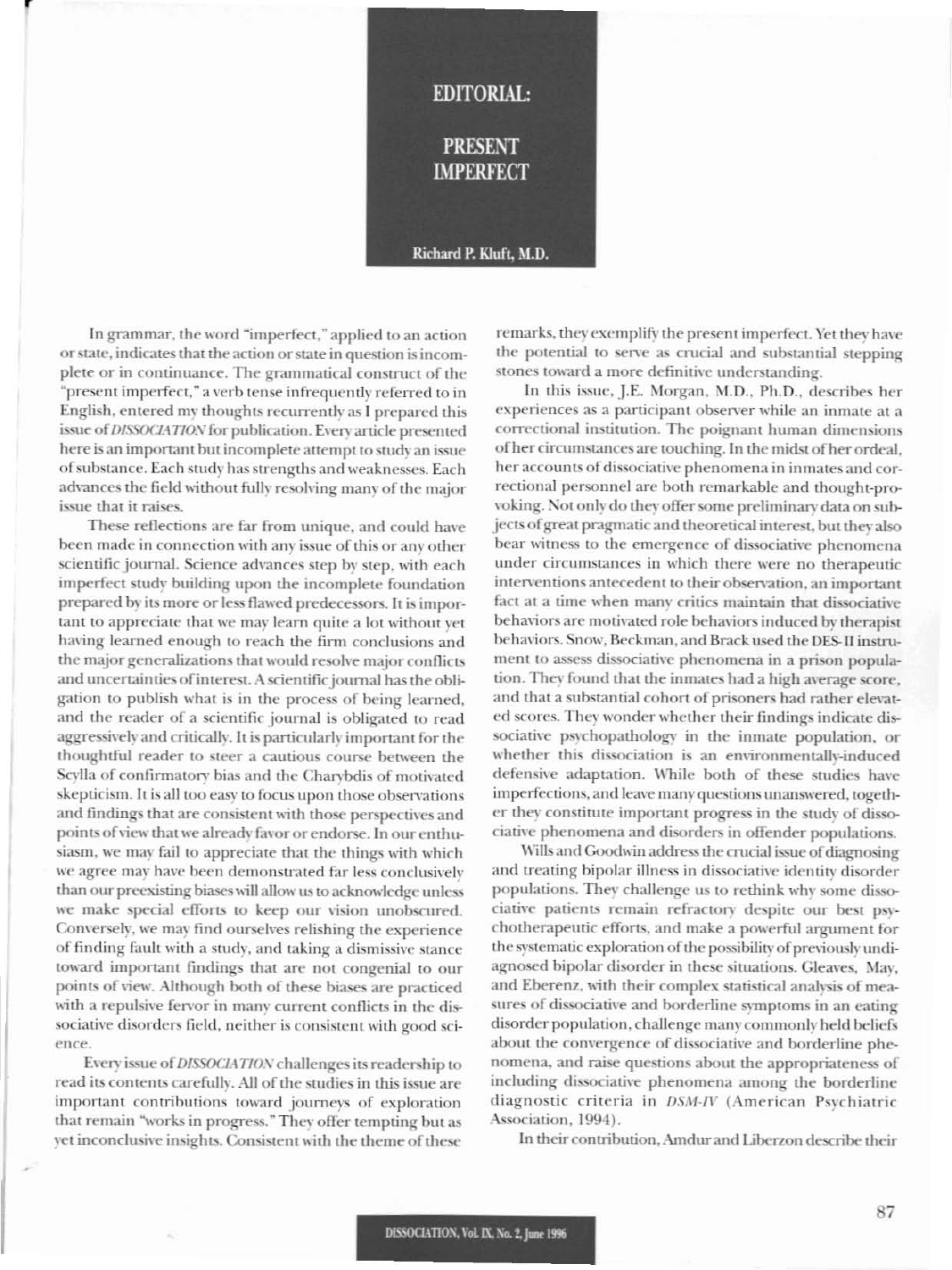# EDITORIAL:

# PRESENT IMPERFECT

**Richard P. Kluft, M.D.**

In grammar, the word "imperfect," applied to an action or state, indicates that the action or state in question is incomplete or in continuance. The grammatical construct of the "present imperfect," a verb tense infrequently referred to in English, entered my thoughts recurrently as I prepared this issue of *DISSOCIATION* for publication. Every article presented here is an important but incomplete attempt to study an issue of substance. Each study has strengths and weaknesses. Each advances the field without fully resolving many of the major issue that it raises.

These reflections are far from unique, and could have been made in connection with any issue of this or any other scientific journal. Science advances step by step, with each imperfect study building upon the incomplete foundation prepared by its more or less flawed predecessors. It is important to appreciate that we may learn quite a lot without yet having learned enough to reach the firm conclusions and the major generalizations that would resolve major conflicts and uncertainties of interest. A scientific journal has the obligation to publish what is in the process of being learned, and the reader of a scientific journal is obligated to read aggressively and critically. It is particularly important for the thoughtful reader to steer a cautious course between the Scylla of confirmatory bias and the Charybdis of motivated skepticism. It is all too easy to focus upon those observations and findings that are consistent with those perspectives and points of view that we already favor or endorse. In our enthusiasm, we may fail to appreciate that the things with which we agree may have been demonstrated far less conclusively than our preexisting biases will allow us to acknowledge unless we make special efforts to keep our vision unobscured. Conversely, we may find ourselves relishing the experience of finding fault with a study, and taking a dismissive stance toward important findings that are not congenial to our points of view. Although both of these biases are practiced with a repulsive fervor in many current conflicts in the dissociative disorders field, neither is consistent with good science.

Every issue of *DISSOCIATION* challenges its readership to read its contents carefully. All of the studies in this issue are important contributions toward journeys of exploration that remain "works in progress." They offer tempting but as yet inconclusive insights. Consistent with the theme of these remarks, they exemplify the present imperfect. Yet they have the potential to serve as crucial and substantial stepping stones toward a more definitive understanding.

In this issue, J.E. Morgan, M.D., Ph.D., describes her experiences as a participant observer while an inmate at a correctional institution. The poignant human dimensions of her circumstances are touching. In the midst of her ordeal, her accounts of dissociative phenomena in inmates and correctional personnel are both remarkable and thought-provoking. Not only do they offer some preliminary data on subjects of great pragmatic and theoretical interest, but they also bear witness to the emergence of dissociative phenomena under circumstances in which there were no therapeutic interventions antecedent to their observation, an important fact at a time when many critics maintain that dissociative behaviors are motivated role behaviors induced by therapist behaviors. Snow, Beckman, and Brack used the DES-II instrument to assess dissociative phenomena in a prison population. They found that the inmates had a high average score, and that a substantial cohort of prisoners had rather elevated scores. They wonder whether their findings indicate dissociative psychopathology in the inmate population, or whether this dissociation is an environmentally-induced defensive adaptation. While both of these studies have imperfections, and leave many questions unanswered, together they constitute important progress in the study of dissociative phenomena and disorders in offender populations.

Wills and Goodwin address the crucial issue of diagnosing and treating bipolar illness in dissociative identity disorder populations. They challenge us to rethink why some dissociative patients remain refractory despite our best psychotherapeutic efforts, and make a powerful argument for the systematic exploration of the possibility of previously undiagnosed bipolar disorder in these situations. Gleaves, May, and Eberenz, with their complex statistical analysis of measures of dissociative and borderline symptoms in an eating disorder population, challenge many commonly held beliefs about the convergence of dissociative and borderline phenomena, and raise questions about the appropriateness of including dissociative phenomena among the borderline diagnostic criteria in *DSM-IV* (American Psychiatric Association, 1994).

In their contribution, Amdur and Liberzon describe their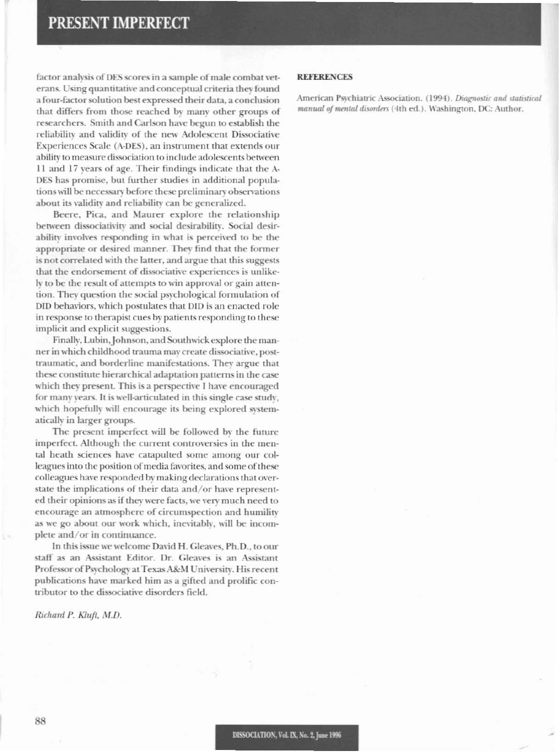factor analysis of DES scores in a sample of male combat veterans. Using quantitative and conceptual criteria they found a four-factor solution best expressed their data, a conclusion that differs from those reached by many other groups of researchers. Smith and Carlson have begun to establish the reliability and validity of the new Adolescent Dissociative Experiences Scale (A-DES), an instrument that extends our ability to measure dissociation to include adolescents between 11 and 17 years of age. Their findings indicate that the A-DES has promise, but further studies in additional populations will be necessary before these preliminary observations about its validity and reliability can be generalized.

Beere, Pica, and Maurer explore the relationship between dissociativity and social desirability. Social desirability involves responding in what is perceived to be the appropriate or desired manner. They find that the former is not correlated with the latter, and argue that this suggests that the endorsement of dissociative experiences is unlikely to be the result of attempts to win approval or gain attention. They question the social psychological formulation of DID behaviors, which postulates that DID is an enacted role in response to therapist cues by patients responding to these implicit and explicit suggestions.

Finally, Lubin, Johnson, and Southwick explore the manner in which childhood trauma may create dissociative, posttraumatic, and borderline manifestations. They argue that these constitute hierarchical adaptation patterns in the case which they present. This is a perspective I have encouraged for many years. It is well-articulated in this single case study, which hopefully will encourage its being explored systematically in larger groups.

The present imperfect will be followed by the future imperfect. Although the current controversies in the mental heath sciences have catapulted some among our colleagues into the position of media favorites, and some of these colleagues have responded by making declarations that overstate the implications of their data and/or have represented their opinions as if they were facts, we very much need to encourage an atmosphere of circumspection and humility as we go about our work which, inevitably, will be incomplete and/or in continuance.

In this issue we welcome David H. Gleaves, Ph.D., to our staff as an Assistant Editor. Dr. Gleaves is an Assistant Professor of Psychology at Texas A&M University. His recent publications have marked him as a gifted and prolific contributor to the dissociative disorders field.

*Richard P. Kluft, M.D.*

**REFERENCES**

American Psychiatric Association. (1994). *Diagnostic and statistical manual of mental disorders* (4th ed.). Washington, DC: Author.